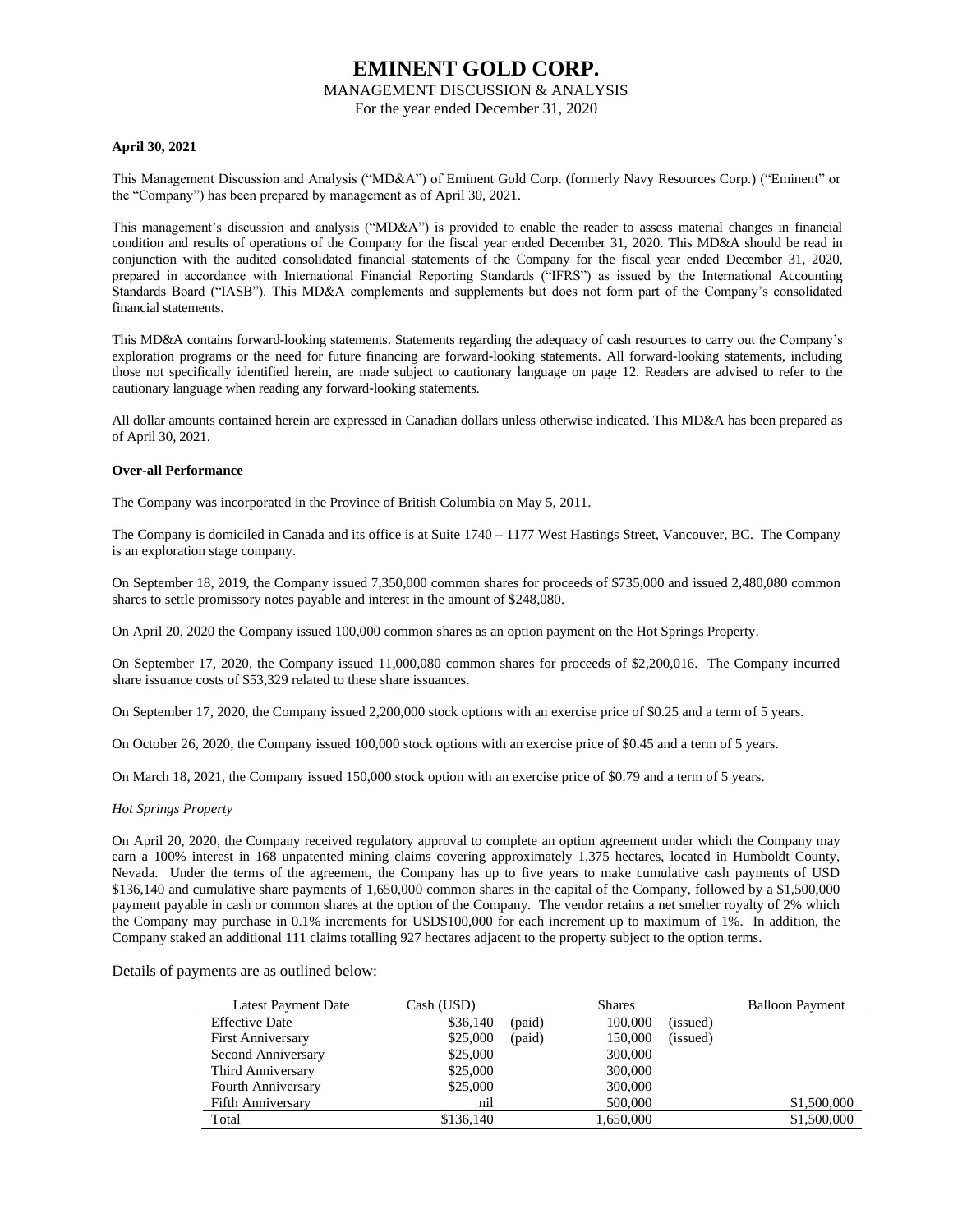# EMINENT GOLD CORP.

MANAGEMENT DISCUSSION & ANALYSIS

For the year ended December 31, 2020

**April 30, 2021**

This Management Discussion and Analysis ("MD&A") of Eminent Gold Corp. (formerly Navy Resources Corp.) ("Eminent" or the "Company") has been prepared by management as of April 30, 2021.

This management's discussion and analysis ("MD&A") is provided to enable the reader to assess material changes in financial condition and results of operations of the Company for the fiscal year ended December 31, 2020. This MD&A should be read in conjunction with the audited consolidated financial statements of the Company for the fiscal year ended December 31, 2020, prepared in accordance with International Financial Reporting Standards ("IFRS") as issued by the International Accounting Standards Board ("IASB"). This MD&A complements and supplements but does not form part of the Company's consolidated financial statements.

This MD&A contains forward-looking statements. Statements regarding the adequacy of cash resources to carry out the Company's exploration programs or the need for future financing are forward-looking statements. All forward-looking statements, including those not specifically identified herein, are made subject to cautionary language on page 12. Readers are advised to refer to the cautionary language when reading any forward-looking statements.

All dollar amounts contained herein are expressed in Canadian dollars unless otherwise indicated. This MD&A has been prepared as of April 30, 2021.

**Over-all Performance**

The Company was incorporated in the Province of British Columbia on May 5, 2011.

The Company is domiciled in Canada and its office is at Suite 1740 – 1177 West Hastings Street, Vancouver, BC. The Company is an exploration stage company.

On September 18, 2019, the Company issued 7,350,000 common shares for proceeds of $735,000 and issued 2,480,080 common shares to settle promissory notes payable and interest in the amount of $248,080.

On April 20, 2020 the Company issued 100,000 common shares as an option payment on the Hot Springs Property.

On September 17, 2020, the Company issued 11,000,080 common shares for proceeds of $2,200,016. The Company incurred share issuance costs of $53,329 related to these share issuances.

On September 17, 2020, the Company issued 2,200,000 stock options with an exercise price of $0.25 and a term of 5 years.

On October 26, 2020, the Company issued 100,000 stock options with an exercise price of $0.45 and a term of 5 years.

On March 18, 2021, the Company issued 150,000 stock option with an exercise price of $0.79 and a term of 5 years.

*Hot Springs Property*

On April 20, 2020, the Company received regulatory approval to complete an option agreement under which the Company may earn a 100% interest in 168 unpatented mining claims covering approximately 1,375 hectares, located in Humboldt County, Nevada. Under the terms of the agreement, the Company has up to five years to make cumulative cash payments of USD $136,140 and cumulative share payments of 1,650,000 common shares in the capital of the Company, followed by a $1,500,000 payment payable in cash or common shares at the option of the Company. The vendor retains a net smelter royalty of 2% which the Company may purchase in 0.1% increments for USD$100,000 for each increment up to maximum of 1%. In addition, the Company staked an additional 111 claims totalling 927 hectares adjacent to the property subject to the option terms.

Details of payments are as outlined below:

| Latest Payment Date | Cash (USD) | | Shares | | Balloon Payment |
|---|---|---|---|---|---|
| Effective Date | $36,140 | (paid) | 100,000 | (issued) | |
| First Anniversary | $25,000 | (paid) | 150,000 | (issued) | |
| Second Anniversary | $25,000 | | 300,000 | | |
| Third Anniversary | $25,000 | | 300,000 | | |
| Fourth Anniversary | $25,000 | | 300,000 | | |
| Fifth Anniversary | nil | | 500,000 | | $1,500,000 |
| Total | $136,140 | | 1,650,000 | | $1,500,000 |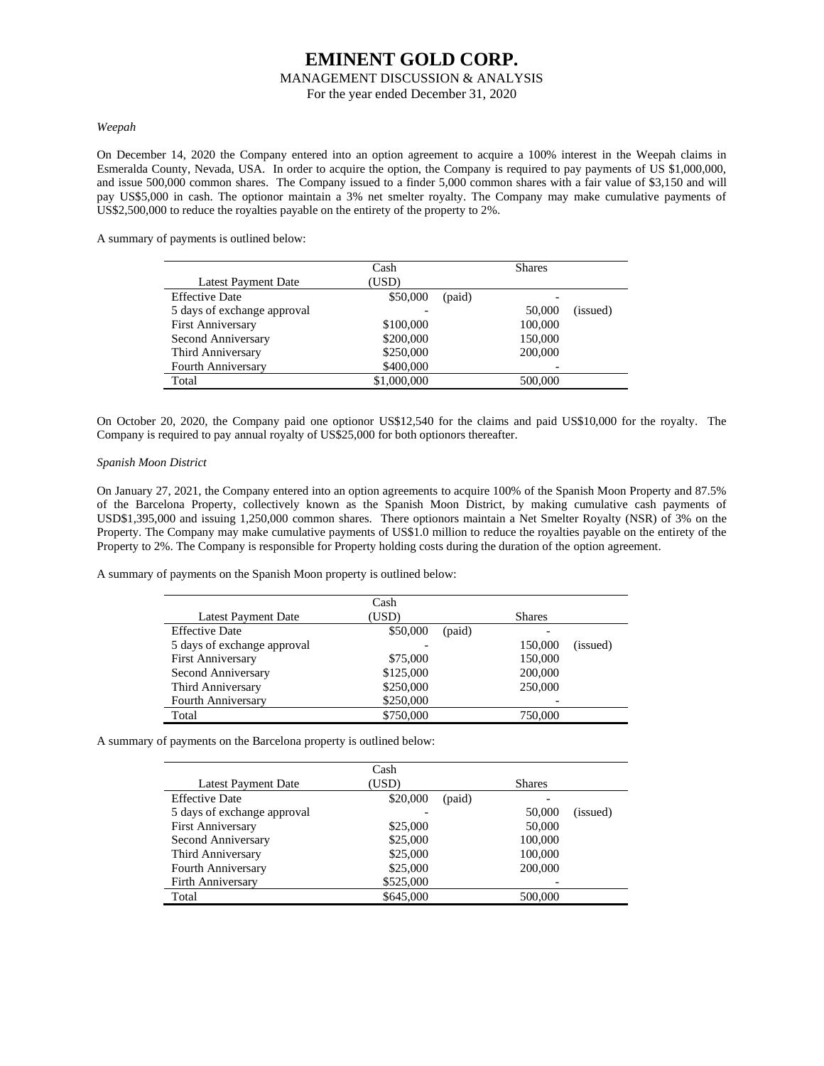*Weepah*

On December 14, 2020 the Company entered into an option agreement to acquire a 100% interest in the Weepah claims in Esmeralda County, Nevada, USA. In order to acquire the option, the Company is required to pay payments of US $1,000,000, and issue 500,000 common shares. The Company issued to a finder 5,000 common shares with a fair value of $3,150 and will pay US$5,000 in cash. The optionor maintain a 3% net smelter royalty. The Company may make cumulative payments of US$2,500,000 to reduce the royalties payable on the entirety of the property to 2%.

A summary of payments is outlined below:

| Latest Payment Date | Cash (USD) | | Shares | |
|---|---|---|---|---|
| Effective Date | $50,000 | (paid) | - | |
| 5 days of exchange approval | - | | 50,000 | (issued) |
| First Anniversary | $100,000 | | 100,000 | |
| Second Anniversary | $200,000 | | 150,000 | |
| Third Anniversary | $250,000 | | 200,000 | |
| Fourth Anniversary | $400,000 | | - | |
| Total | $1,000,000 | | 500,000 | |

On October 20, 2020, the Company paid one optionor US$12,540 for the claims and paid US$10,000 for the royalty. The Company is required to pay annual royalty of US$25,000 for both optionors thereafter.

*Spanish Moon District*

On January 27, 2021, the Company entered into an option agreements to acquire 100% of the Spanish Moon Property and 87.5% of the Barcelona Property, collectively known as the Spanish Moon District, by making cumulative cash payments of USD$1,395,000 and issuing 1,250,000 common shares. There optionors maintain a Net Smelter Royalty (NSR) of 3% on the Property. The Company may make cumulative payments of US$1.0 million to reduce the royalties payable on the entirety of the Property to 2%. The Company is responsible for Property holding costs during the duration of the option agreement.

A summary of payments on the Spanish Moon property is outlined below:

| Latest Payment Date | Cash (USD) | | Shares | |
|---|---|---|---|---|
| Effective Date | $50,000 | (paid) | - | |
| 5 days of exchange approval | - | | 150,000 | (issued) |
| First Anniversary | $75,000 | | 150,000 | |
| Second Anniversary | $125,000 | | 200,000 | |
| Third Anniversary | $250,000 | | 250,000 | |
| Fourth Anniversary | $250,000 | | - | |
| Total | $750,000 | | 750,000 | |

A summary of payments on the Barcelona property is outlined below:

| Latest Payment Date | Cash (USD) | | Shares | |
|---|---|---|---|---|
| Effective Date | $20,000 | (paid) | - | |
| 5 days of exchange approval | - | | 50,000 | (issued) |
| First Anniversary | $25,000 | | 50,000 | |
| Second Anniversary | $25,000 | | 100,000 | |
| Third Anniversary | $25,000 | | 100,000 | |
| Fourth Anniversary | $25,000 | | 200,000 | |
| Firth Anniversary | $525,000 | | - | |
| Total | $645,000 | | 500,000 | |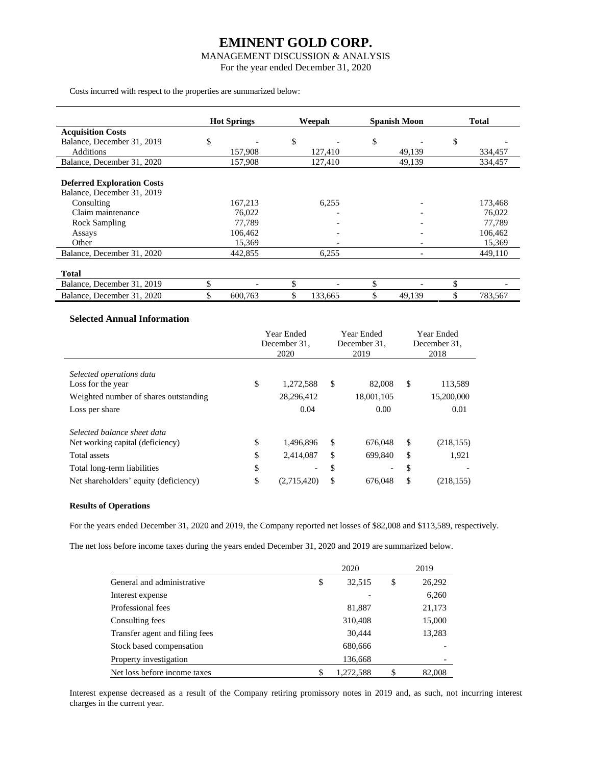Costs incurred with respect to the properties are summarized below:

| | Hot Springs | Weepah | Spanish Moon | Total |
|---|---|---|---|---|
| **Acquisition Costs** | | | | |
| Balance, December 31, 2019 | $ - | $ - | $ - | $ - |
| Additions | 157,908 | 127,410 | 49,139 | 334,457 |
| Balance, December 31, 2020 | 157,908 | 127,410 | 49,139 | 334,457 |
| | | | | |
| **Deferred Exploration Costs** | | | | |
| Balance, December 31, 2019 | | | | |
| Consulting | 167,213 | 6,255 | - | 173,468 |
| Claim maintenance | 76,022 | - | - | 76,022 |
| Rock Sampling | 77,789 | - | - | 77,789 |
| Assays | 106,462 | - | - | 106,462 |
| Other | 15,369 | - | - | 15,369 |
| Balance, December 31, 2020 | 442,855 | 6,255 | - | 449,110 |
| | | | | |
| **Total** | | | | |
| Balance, December 31, 2019 | $ - | $ - | $ - | $ - |
| Balance, December 31, 2020 | $ 600,763 | $ 133,665 | $ 49,139 | $ 783,567 |

### Selected Annual Information

| | Year Ended December 31, 2020 | Year Ended December 31, 2019 | Year Ended December 31, 2018 |
|---|---|---|---|
| *Selected operations data* | | | |
| Loss for the year | $ 1,272,588 | $ 82,008 | $ 113,589 |
| Weighted number of shares outstanding | 28,296,412 | 18,001,105 | 15,200,000 |
| Loss per share | 0.04 | 0.00 | 0.01 |
| *Selected balance sheet data* | | | |
| Net working capital (deficiency) | $ 1,496,896 | $ 676,048 | $ (218,155) |
| Total assets | $ 2,414,087 | $ 699,840 | $ 1,921 |
| Total long-term liabilities | $ - | $ - | $ - |
| Net shareholders' equity (deficiency) | $ (2,715,420) | $ 676,048 | $ (218,155) |

#### Results of Operations

For the years ended December 31, 2020 and 2019, the Company reported net losses of $82,008 and $113,589, respectively.

The net loss before income taxes during the years ended December 31, 2020 and 2019 are summarized below.

| | 2020 | 2019 |
|---|---|---|
| General and administrative | $ 32,515 | $ 26,292 |
| Interest expense | - | 6,260 |
| Professional fees | 81,887 | 21,173 |
| Consulting fees | 310,408 | 15,000 |
| Transfer agent and filing fees | 30,444 | 13,283 |
| Stock based compensation | 680,666 | - |
| Property investigation | 136,668 | - |
| Net loss before income taxes | $ 1,272,588 | $ 82,008 |

Interest expense decreased as a result of the Company retiring promissory notes in 2019 and, as such, not incurring interest charges in the current year.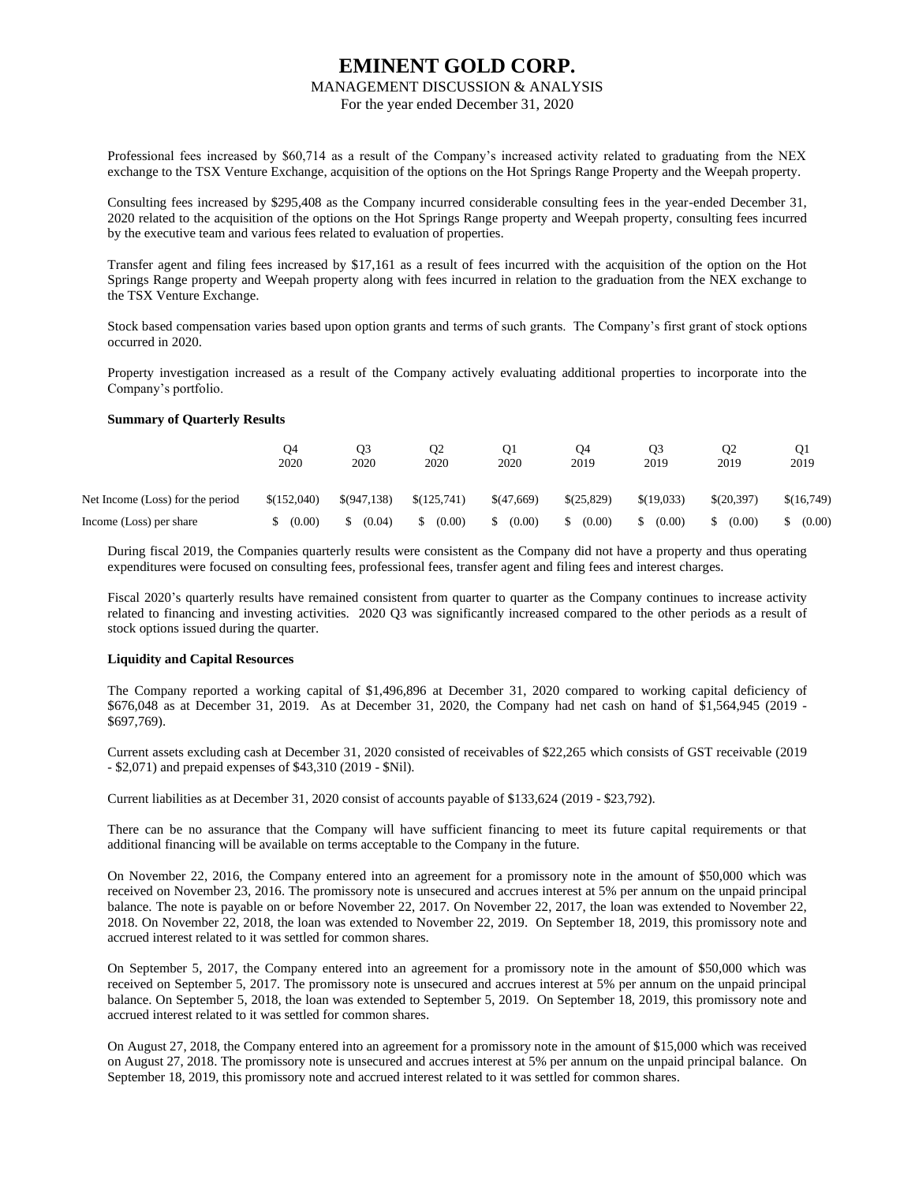Professional fees increased by $60,714 as a result of the Company's increased activity related to graduating from the NEX exchange to the TSX Venture Exchange, acquisition of the options on the Hot Springs Range Property and the Weepah property.

Consulting fees increased by $295,408 as the Company incurred considerable consulting fees in the year-ended December 31, 2020 related to the acquisition of the options on the Hot Springs Range property and Weepah property, consulting fees incurred by the executive team and various fees related to evaluation of properties.

Transfer agent and filing fees increased by $17,161 as a result of fees incurred with the acquisition of the option on the Hot Springs Range property and Weepah property along with fees incurred in relation to the graduation from the NEX exchange to the TSX Venture Exchange.

Stock based compensation varies based upon option grants and terms of such grants. The Company's first grant of stock options occurred in 2020.

Property investigation increased as a result of the Company actively evaluating additional properties to incorporate into the Company's portfolio.

**Summary of Quarterly Results**

| | Q4 2020 | Q3 2020 | Q2 2020 | Q1 2020 | Q4 2019 | Q3 2019 | Q2 2019 | Q1 2019 |
|---|---|---|---|---|---|---|---|---|
| Net Income (Loss) for the period | $(152,040) | $(947,138) | $(125,741) | $(47,669) | $(25,829) | $(19,033) | $(20,397) | $(16,749) |
| Income (Loss) per share | $ (0.00) | $ (0.04) | $ (0.00) | $ (0.00) | $ (0.00) | $ (0.00) | $ (0.00) | $ (0.00) |

During fiscal 2019, the Companies quarterly results were consistent as the Company did not have a property and thus operating expenditures were focused on consulting fees, professional fees, transfer agent and filing fees and interest charges.

Fiscal 2020's quarterly results have remained consistent from quarter to quarter as the Company continues to increase activity related to financing and investing activities. 2020 Q3 was significantly increased compared to the other periods as a result of stock options issued during the quarter.

**Liquidity and Capital Resources**

The Company reported a working capital of $1,496,896 at December 31, 2020 compared to working capital deficiency of $676,048 as at December 31, 2019. As at December 31, 2020, the Company had net cash on hand of $1,564,945 (2019 - $697,769).

Current assets excluding cash at December 31, 2020 consisted of receivables of $22,265 which consists of GST receivable (2019 - $2,071) and prepaid expenses of $43,310 (2019 - $Nil).

Current liabilities as at December 31, 2020 consist of accounts payable of $133,624 (2019 - $23,792).

There can be no assurance that the Company will have sufficient financing to meet its future capital requirements or that additional financing will be available on terms acceptable to the Company in the future.

On November 22, 2016, the Company entered into an agreement for a promissory note in the amount of $50,000 which was received on November 23, 2016. The promissory note is unsecured and accrues interest at 5% per annum on the unpaid principal balance. The note is payable on or before November 22, 2017. On November 22, 2017, the loan was extended to November 22, 2018. On November 22, 2018, the loan was extended to November 22, 2019. On September 18, 2019, this promissory note and accrued interest related to it was settled for common shares.

On September 5, 2017, the Company entered into an agreement for a promissory note in the amount of $50,000 which was received on September 5, 2017. The promissory note is unsecured and accrues interest at 5% per annum on the unpaid principal balance. On September 5, 2018, the loan was extended to September 5, 2019. On September 18, 2019, this promissory note and accrued interest related to it was settled for common shares.

On August 27, 2018, the Company entered into an agreement for a promissory note in the amount of $15,000 which was received on August 27, 2018. The promissory note is unsecured and accrues interest at 5% per annum on the unpaid principal balance. On September 18, 2019, this promissory note and accrued interest related to it was settled for common shares.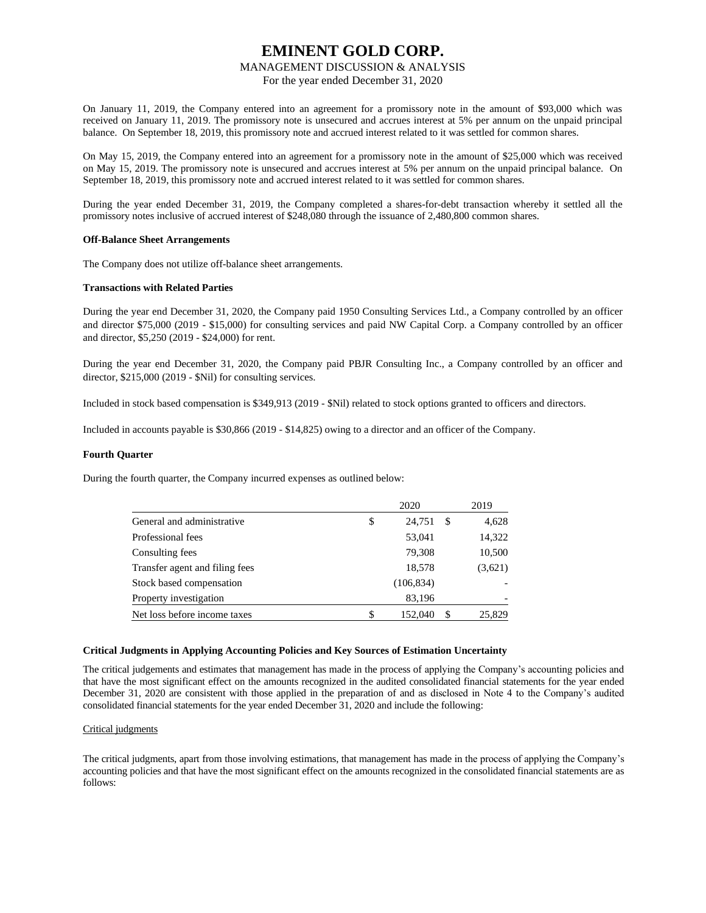On January 11, 2019, the Company entered into an agreement for a promissory note in the amount of $93,000 which was received on January 11, 2019. The promissory note is unsecured and accrues interest at 5% per annum on the unpaid principal balance. On September 18, 2019, this promissory note and accrued interest related to it was settled for common shares.

On May 15, 2019, the Company entered into an agreement for a promissory note in the amount of $25,000 which was received on May 15, 2019. The promissory note is unsecured and accrues interest at 5% per annum on the unpaid principal balance. On September 18, 2019, this promissory note and accrued interest related to it was settled for common shares.

During the year ended December 31, 2019, the Company completed a shares-for-debt transaction whereby it settled all the promissory notes inclusive of accrued interest of $248,080 through the issuance of 2,480,800 common shares.

**Off-Balance Sheet Arrangements**

The Company does not utilize off-balance sheet arrangements.

**Transactions with Related Parties**

During the year end December 31, 2020, the Company paid 1950 Consulting Services Ltd., a Company controlled by an officer and director $75,000 (2019 - $15,000) for consulting services and paid NW Capital Corp. a Company controlled by an officer and director, $5,250 (2019 - $24,000) for rent.

During the year end December 31, 2020, the Company paid PBJR Consulting Inc., a Company controlled by an officer and director, $215,000 (2019 - $Nil) for consulting services.

Included in stock based compensation is $349,913 (2019 - $Nil) related to stock options granted to officers and directors.

Included in accounts payable is $30,866 (2019 - $14,825) owing to a director and an officer of the Company.

**Fourth Quarter**

During the fourth quarter, the Company incurred expenses as outlined below:

| | 2020 | 2019 |
|---|---|---|
| General and administrative | $ 24,751 | $ 4,628 |
| Professional fees | 53,041 | 14,322 |
| Consulting fees | 79,308 | 10,500 |
| Transfer agent and filing fees | 18,578 | (3,621) |
| Stock based compensation | (106,834) | - |
| Property investigation | 83,196 | - |
| Net loss before income taxes | $ 152,040 | $ 25,829 |

**Critical Judgments in Applying Accounting Policies and Key Sources of Estimation Uncertainty**

The critical judgements and estimates that management has made in the process of applying the Company's accounting policies and that have the most significant effect on the amounts recognized in the audited consolidated financial statements for the year ended December 31, 2020 are consistent with those applied in the preparation of and as disclosed in Note 4 to the Company's audited consolidated financial statements for the year ended December 31, 2020 and include the following:

Critical judgments

The critical judgments, apart from those involving estimations, that management has made in the process of applying the Company's accounting policies and that have the most significant effect on the amounts recognized in the consolidated financial statements are as follows: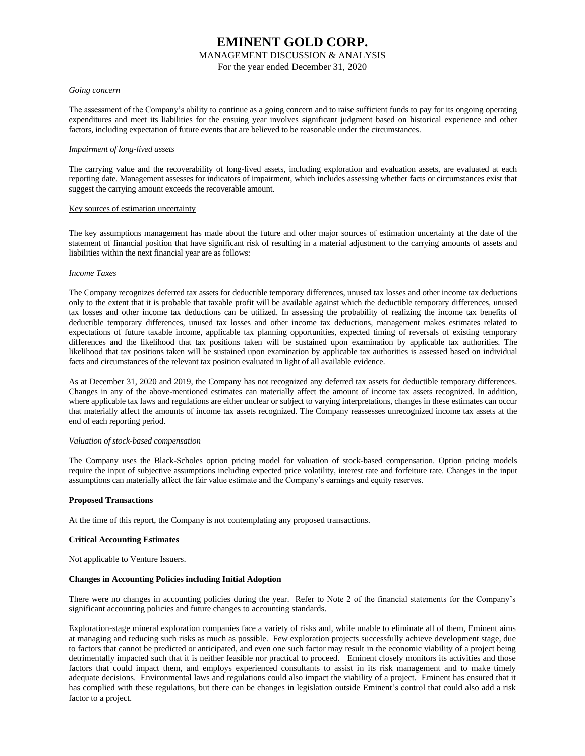*Going concern*

The assessment of the Company's ability to continue as a going concern and to raise sufficient funds to pay for its ongoing operating expenditures and meet its liabilities for the ensuing year involves significant judgment based on historical experience and other factors, including expectation of future events that are believed to be reasonable under the circumstances.

*Impairment of long-lived assets*

The carrying value and the recoverability of long-lived assets, including exploration and evaluation assets, are evaluated at each reporting date. Management assesses for indicators of impairment, which includes assessing whether facts or circumstances exist that suggest the carrying amount exceeds the recoverable amount.

Key sources of estimation uncertainty

The key assumptions management has made about the future and other major sources of estimation uncertainty at the date of the statement of financial position that have significant risk of resulting in a material adjustment to the carrying amounts of assets and liabilities within the next financial year are as follows:

*Income Taxes*

The Company recognizes deferred tax assets for deductible temporary differences, unused tax losses and other income tax deductions only to the extent that it is probable that taxable profit will be available against which the deductible temporary differences, unused tax losses and other income tax deductions can be utilized. In assessing the probability of realizing the income tax benefits of deductible temporary differences, unused tax losses and other income tax deductions, management makes estimates related to expectations of future taxable income, applicable tax planning opportunities, expected timing of reversals of existing temporary differences and the likelihood that tax positions taken will be sustained upon examination by applicable tax authorities. The likelihood that tax positions taken will be sustained upon examination by applicable tax authorities is assessed based on individual facts and circumstances of the relevant tax position evaluated in light of all available evidence.

As at December 31, 2020 and 2019, the Company has not recognized any deferred tax assets for deductible temporary differences. Changes in any of the above-mentioned estimates can materially affect the amount of income tax assets recognized. In addition, where applicable tax laws and regulations are either unclear or subject to varying interpretations, changes in these estimates can occur that materially affect the amounts of income tax assets recognized. The Company reassesses unrecognized income tax assets at the end of each reporting period.

*Valuation of stock-based compensation*

The Company uses the Black-Scholes option pricing model for valuation of stock-based compensation. Option pricing models require the input of subjective assumptions including expected price volatility, interest rate and forfeiture rate. Changes in the input assumptions can materially affect the fair value estimate and the Company's earnings and equity reserves.

**Proposed Transactions**

At the time of this report, the Company is not contemplating any proposed transactions.

**Critical Accounting Estimates**

Not applicable to Venture Issuers.

**Changes in Accounting Policies including Initial Adoption**

There were no changes in accounting policies during the year. Refer to Note 2 of the financial statements for the Company's significant accounting policies and future changes to accounting standards.

Exploration-stage mineral exploration companies face a variety of risks and, while unable to eliminate all of them, Eminent aims at managing and reducing such risks as much as possible. Few exploration projects successfully achieve development stage, due to factors that cannot be predicted or anticipated, and even one such factor may result in the economic viability of a project being detrimentally impacted such that it is neither feasible nor practical to proceed. Eminent closely monitors its activities and those factors that could impact them, and employs experienced consultants to assist in its risk management and to make timely adequate decisions. Environmental laws and regulations could also impact the viability of a project. Eminent has ensured that it has complied with these regulations, but there can be changes in legislation outside Eminent's control that could also add a risk factor to a project.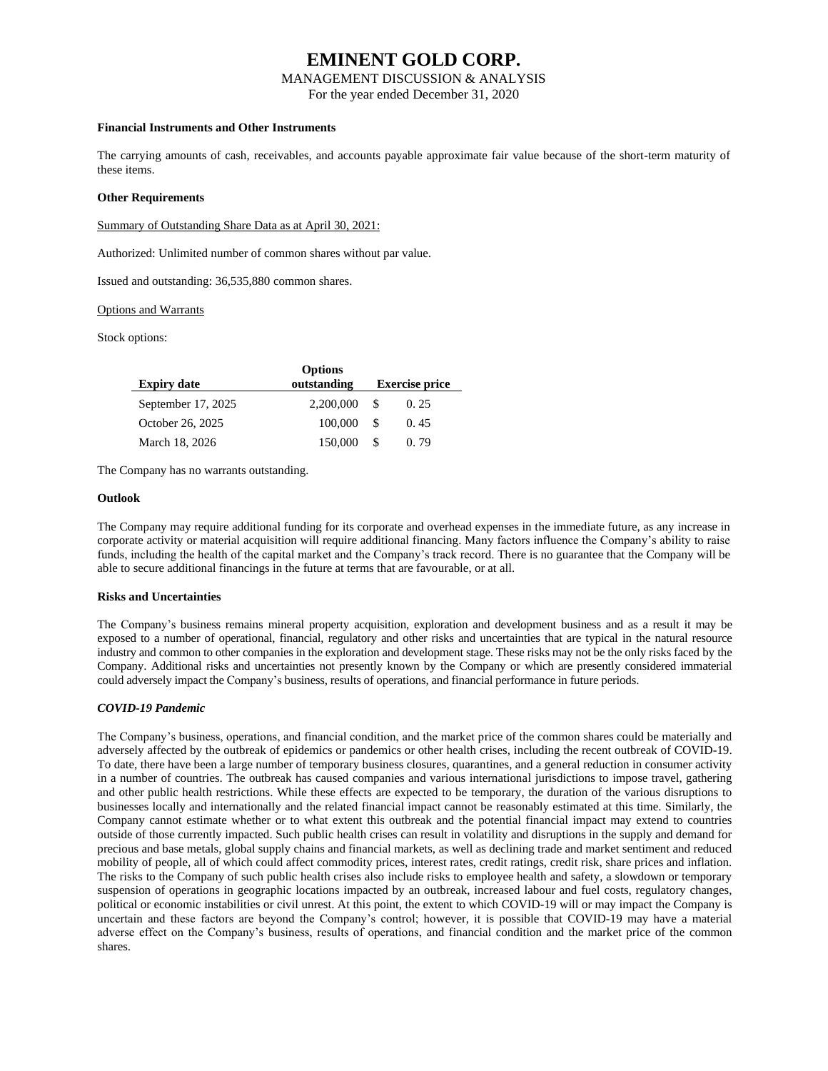**Financial Instruments and Other Instruments**

The carrying amounts of cash, receivables, and accounts payable approximate fair value because of the short-term maturity of these items.

**Other Requirements**

Summary of Outstanding Share Data as at April 30, 2021:

Authorized: Unlimited number of common shares without par value.

Issued and outstanding: 36,535,880 common shares.

Options and Warrants

Stock options:

| Expiry date | Options outstanding | Exercise price |
|---|---|---|
| September 17, 2025 | 2,200,000 | $ 0. 25 |
| October 26, 2025 | 100,000 | $ 0. 45 |
| March 18, 2026 | 150,000 | $ 0. 79 |

The Company has no warrants outstanding.

**Outlook**

The Company may require additional funding for its corporate and overhead expenses in the immediate future, as any increase in corporate activity or material acquisition will require additional financing. Many factors influence the Company's ability to raise funds, including the health of the capital market and the Company's track record. There is no guarantee that the Company will be able to secure additional financings in the future at terms that are favourable, or at all.

**Risks and Uncertainties**

The Company's business remains mineral property acquisition, exploration and development business and as a result it may be exposed to a number of operational, financial, regulatory and other risks and uncertainties that are typical in the natural resource industry and common to other companies in the exploration and development stage. These risks may not be the only risks faced by the Company. Additional risks and uncertainties not presently known by the Company or which are presently considered immaterial could adversely impact the Company's business, results of operations, and financial performance in future periods.

***COVID-19 Pandemic***

The Company's business, operations, and financial condition, and the market price of the common shares could be materially and adversely affected by the outbreak of epidemics or pandemics or other health crises, including the recent outbreak of COVID-19. To date, there have been a large number of temporary business closures, quarantines, and a general reduction in consumer activity in a number of countries. The outbreak has caused companies and various international jurisdictions to impose travel, gathering and other public health restrictions. While these effects are expected to be temporary, the duration of the various disruptions to businesses locally and internationally and the related financial impact cannot be reasonably estimated at this time. Similarly, the Company cannot estimate whether or to what extent this outbreak and the potential financial impact may extend to countries outside of those currently impacted. Such public health crises can result in volatility and disruptions in the supply and demand for precious and base metals, global supply chains and financial markets, as well as declining trade and market sentiment and reduced mobility of people, all of which could affect commodity prices, interest rates, credit ratings, credit risk, share prices and inflation. The risks to the Company of such public health crises also include risks to employee health and safety, a slowdown or temporary suspension of operations in geographic locations impacted by an outbreak, increased labour and fuel costs, regulatory changes, political or economic instabilities or civil unrest. At this point, the extent to which COVID-19 will or may impact the Company is uncertain and these factors are beyond the Company's control; however, it is possible that COVID-19 may have a material adverse effect on the Company's business, results of operations, and financial condition and the market price of the common shares.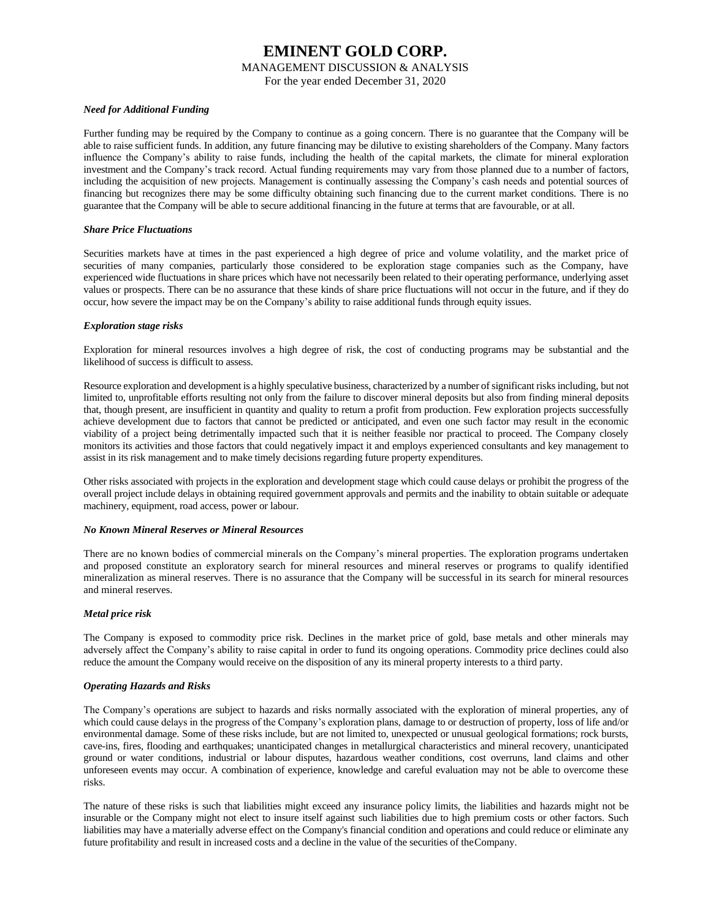#### *Need for Additional Funding*

Further funding may be required by the Company to continue as a going concern. There is no guarantee that the Company will be able to raise sufficient funds. In addition, any future financing may be dilutive to existing shareholders of the Company. Many factors influence the Company's ability to raise funds, including the health of the capital markets, the climate for mineral exploration investment and the Company's track record. Actual funding requirements may vary from those planned due to a number of factors, including the acquisition of new projects. Management is continually assessing the Company's cash needs and potential sources of financing but recognizes there may be some difficulty obtaining such financing due to the current market conditions. There is no guarantee that the Company will be able to secure additional financing in the future at terms that are favourable, or at all.

#### *Share Price Fluctuations*

Securities markets have at times in the past experienced a high degree of price and volume volatility, and the market price of securities of many companies, particularly those considered to be exploration stage companies such as the Company, have experienced wide fluctuations in share prices which have not necessarily been related to their operating performance, underlying asset values or prospects. There can be no assurance that these kinds of share price fluctuations will not occur in the future, and if they do occur, how severe the impact may be on the Company's ability to raise additional funds through equity issues.

#### *Exploration stage risks*

Exploration for mineral resources involves a high degree of risk, the cost of conducting programs may be substantial and the likelihood of success is difficult to assess.

Resource exploration and development is a highly speculative business, characterized by a number of significant risks including, but not limited to, unprofitable efforts resulting not only from the failure to discover mineral deposits but also from finding mineral deposits that, though present, are insufficient in quantity and quality to return a profit from production. Few exploration projects successfully achieve development due to factors that cannot be predicted or anticipated, and even one such factor may result in the economic viability of a project being detrimentally impacted such that it is neither feasible nor practical to proceed. The Company closely monitors its activities and those factors that could negatively impact it and employs experienced consultants and key management to assist in its risk management and to make timely decisions regarding future property expenditures.

Other risks associated with projects in the exploration and development stage which could cause delays or prohibit the progress of the overall project include delays in obtaining required government approvals and permits and the inability to obtain suitable or adequate machinery, equipment, road access, power or labour.

#### *No Known Mineral Reserves or Mineral Resources*

There are no known bodies of commercial minerals on the Company's mineral properties. The exploration programs undertaken and proposed constitute an exploratory search for mineral resources and mineral reserves or programs to qualify identified mineralization as mineral reserves. There is no assurance that the Company will be successful in its search for mineral resources and mineral reserves.

#### *Metal price risk*

The Company is exposed to commodity price risk. Declines in the market price of gold, base metals and other minerals may adversely affect the Company's ability to raise capital in order to fund its ongoing operations. Commodity price declines could also reduce the amount the Company would receive on the disposition of any its mineral property interests to a third party.

#### *Operating Hazards and Risks*

The Company's operations are subject to hazards and risks normally associated with the exploration of mineral properties, any of which could cause delays in the progress of the Company's exploration plans, damage to or destruction of property, loss of life and/or environmental damage. Some of these risks include, but are not limited to, unexpected or unusual geological formations; rock bursts, cave-ins, fires, flooding and earthquakes; unanticipated changes in metallurgical characteristics and mineral recovery, unanticipated ground or water conditions, industrial or labour disputes, hazardous weather conditions, cost overruns, land claims and other unforeseen events may occur. A combination of experience, knowledge and careful evaluation may not be able to overcome these risks.

The nature of these risks is such that liabilities might exceed any insurance policy limits, the liabilities and hazards might not be insurable or the Company might not elect to insure itself against such liabilities due to high premium costs or other factors. Such liabilities may have a materially adverse effect on the Company's financial condition and operations and could reduce or eliminate any future profitability and result in increased costs and a decline in the value of the securities of the Company.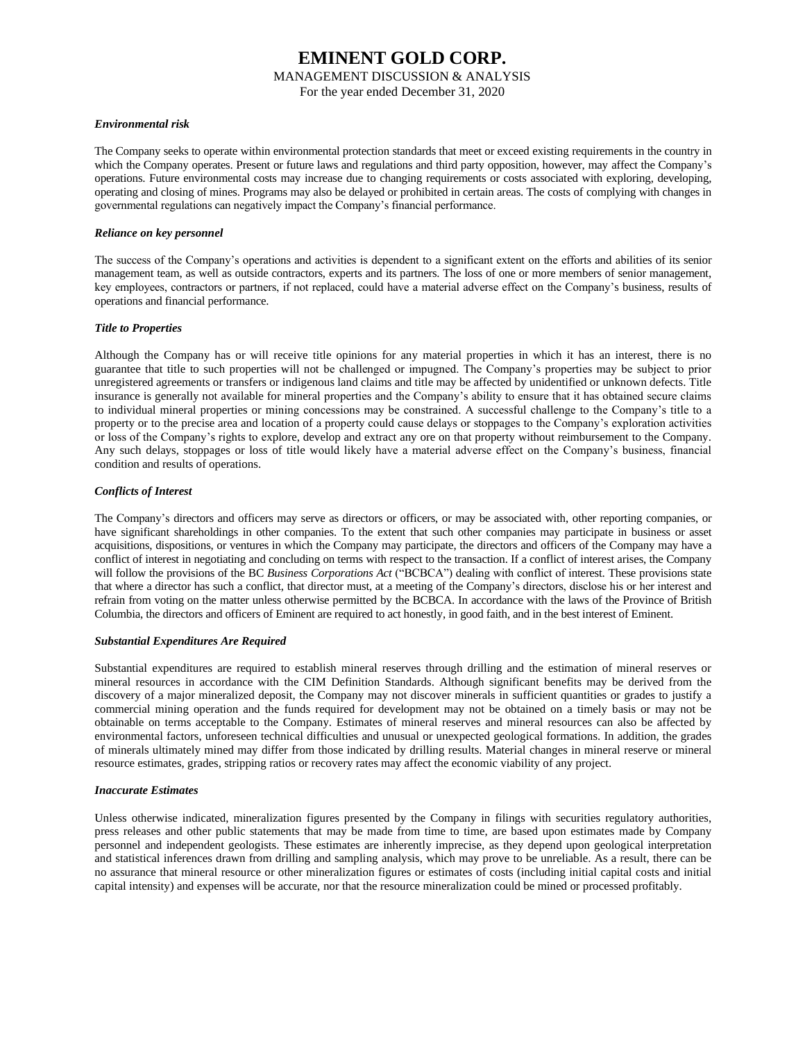***Environmental risk***

The Company seeks to operate within environmental protection standards that meet or exceed existing requirements in the country in which the Company operates. Present or future laws and regulations and third party opposition, however, may affect the Company's operations. Future environmental costs may increase due to changing requirements or costs associated with exploring, developing, operating and closing of mines. Programs may also be delayed or prohibited in certain areas. The costs of complying with changes in governmental regulations can negatively impact the Company's financial performance.

***Reliance on key personnel***

The success of the Company's operations and activities is dependent to a significant extent on the efforts and abilities of its senior management team, as well as outside contractors, experts and its partners. The loss of one or more members of senior management, key employees, contractors or partners, if not replaced, could have a material adverse effect on the Company's business, results of operations and financial performance.

***Title to Properties***

Although the Company has or will receive title opinions for any material properties in which it has an interest, there is no guarantee that title to such properties will not be challenged or impugned. The Company's properties may be subject to prior unregistered agreements or transfers or indigenous land claims and title may be affected by unidentified or unknown defects. Title insurance is generally not available for mineral properties and the Company's ability to ensure that it has obtained secure claims to individual mineral properties or mining concessions may be constrained. A successful challenge to the Company's title to a property or to the precise area and location of a property could cause delays or stoppages to the Company's exploration activities or loss of the Company's rights to explore, develop and extract any ore on that property without reimbursement to the Company. Any such delays, stoppages or loss of title would likely have a material adverse effect on the Company's business, financial condition and results of operations.

***Conflicts of Interest***

The Company's directors and officers may serve as directors or officers, or may be associated with, other reporting companies, or have significant shareholdings in other companies. To the extent that such other companies may participate in business or asset acquisitions, dispositions, or ventures in which the Company may participate, the directors and officers of the Company may have a conflict of interest in negotiating and concluding on terms with respect to the transaction. If a conflict of interest arises, the Company will follow the provisions of the BC *Business Corporations Act* ("BCBCA") dealing with conflict of interest. These provisions state that where a director has such a conflict, that director must, at a meeting of the Company's directors, disclose his or her interest and refrain from voting on the matter unless otherwise permitted by the BCBCA. In accordance with the laws of the Province of British Columbia, the directors and officers of Eminent are required to act honestly, in good faith, and in the best interest of Eminent.

***Substantial Expenditures Are Required***

Substantial expenditures are required to establish mineral reserves through drilling and the estimation of mineral reserves or mineral resources in accordance with the CIM Definition Standards. Although significant benefits may be derived from the discovery of a major mineralized deposit, the Company may not discover minerals in sufficient quantities or grades to justify a commercial mining operation and the funds required for development may not be obtained on a timely basis or may not be obtainable on terms acceptable to the Company. Estimates of mineral reserves and mineral resources can also be affected by environmental factors, unforeseen technical difficulties and unusual or unexpected geological formations. In addition, the grades of minerals ultimately mined may differ from those indicated by drilling results. Material changes in mineral reserve or mineral resource estimates, grades, stripping ratios or recovery rates may affect the economic viability of any project.

***Inaccurate Estimates***

Unless otherwise indicated, mineralization figures presented by the Company in filings with securities regulatory authorities, press releases and other public statements that may be made from time to time, are based upon estimates made by Company personnel and independent geologists. These estimates are inherently imprecise, as they depend upon geological interpretation and statistical inferences drawn from drilling and sampling analysis, which may prove to be unreliable. As a result, there can be no assurance that mineral resource or other mineralization figures or estimates of costs (including initial capital costs and initial capital intensity) and expenses will be accurate, nor that the resource mineralization could be mined or processed profitably.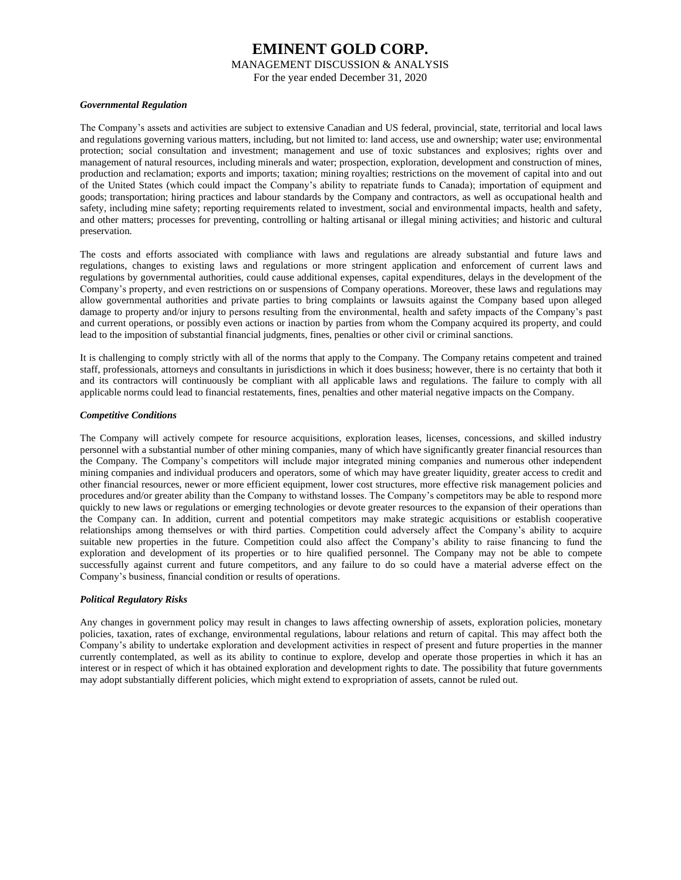***Governmental Regulation***

The Company's assets and activities are subject to extensive Canadian and US federal, provincial, state, territorial and local laws and regulations governing various matters, including, but not limited to: land access, use and ownership; water use; environmental protection; social consultation and investment; management and use of toxic substances and explosives; rights over and management of natural resources, including minerals and water; prospection, exploration, development and construction of mines, production and reclamation; exports and imports; taxation; mining royalties; restrictions on the movement of capital into and out of the United States (which could impact the Company's ability to repatriate funds to Canada); importation of equipment and goods; transportation; hiring practices and labour standards by the Company and contractors, as well as occupational health and safety, including mine safety; reporting requirements related to investment, social and environmental impacts, health and safety, and other matters; processes for preventing, controlling or halting artisanal or illegal mining activities; and historic and cultural preservation.

The costs and efforts associated with compliance with laws and regulations are already substantial and future laws and regulations, changes to existing laws and regulations or more stringent application and enforcement of current laws and regulations by governmental authorities, could cause additional expenses, capital expenditures, delays in the development of the Company's property, and even restrictions on or suspensions of Company operations. Moreover, these laws and regulations may allow governmental authorities and private parties to bring complaints or lawsuits against the Company based upon alleged damage to property and/or injury to persons resulting from the environmental, health and safety impacts of the Company's past and current operations, or possibly even actions or inaction by parties from whom the Company acquired its property, and could lead to the imposition of substantial financial judgments, fines, penalties or other civil or criminal sanctions.

It is challenging to comply strictly with all of the norms that apply to the Company. The Company retains competent and trained staff, professionals, attorneys and consultants in jurisdictions in which it does business; however, there is no certainty that both it and its contractors will continuously be compliant with all applicable laws and regulations. The failure to comply with all applicable norms could lead to financial restatements, fines, penalties and other material negative impacts on the Company.

***Competitive Conditions***

The Company will actively compete for resource acquisitions, exploration leases, licenses, concessions, and skilled industry personnel with a substantial number of other mining companies, many of which have significantly greater financial resources than the Company. The Company's competitors will include major integrated mining companies and numerous other independent mining companies and individual producers and operators, some of which may have greater liquidity, greater access to credit and other financial resources, newer or more efficient equipment, lower cost structures, more effective risk management policies and procedures and/or greater ability than the Company to withstand losses. The Company's competitors may be able to respond more quickly to new laws or regulations or emerging technologies or devote greater resources to the expansion of their operations than the Company can. In addition, current and potential competitors may make strategic acquisitions or establish cooperative relationships among themselves or with third parties. Competition could adversely affect the Company's ability to acquire suitable new properties in the future. Competition could also affect the Company's ability to raise financing to fund the exploration and development of its properties or to hire qualified personnel. The Company may not be able to compete successfully against current and future competitors, and any failure to do so could have a material adverse effect on the Company's business, financial condition or results of operations.

***Political Regulatory Risks***

Any changes in government policy may result in changes to laws affecting ownership of assets, exploration policies, monetary policies, taxation, rates of exchange, environmental regulations, labour relations and return of capital. This may affect both the Company's ability to undertake exploration and development activities in respect of present and future properties in the manner currently contemplated, as well as its ability to continue to explore, develop and operate those properties in which it has an interest or in respect of which it has obtained exploration and development rights to date. The possibility that future governments may adopt substantially different policies, which might extend to expropriation of assets, cannot be ruled out.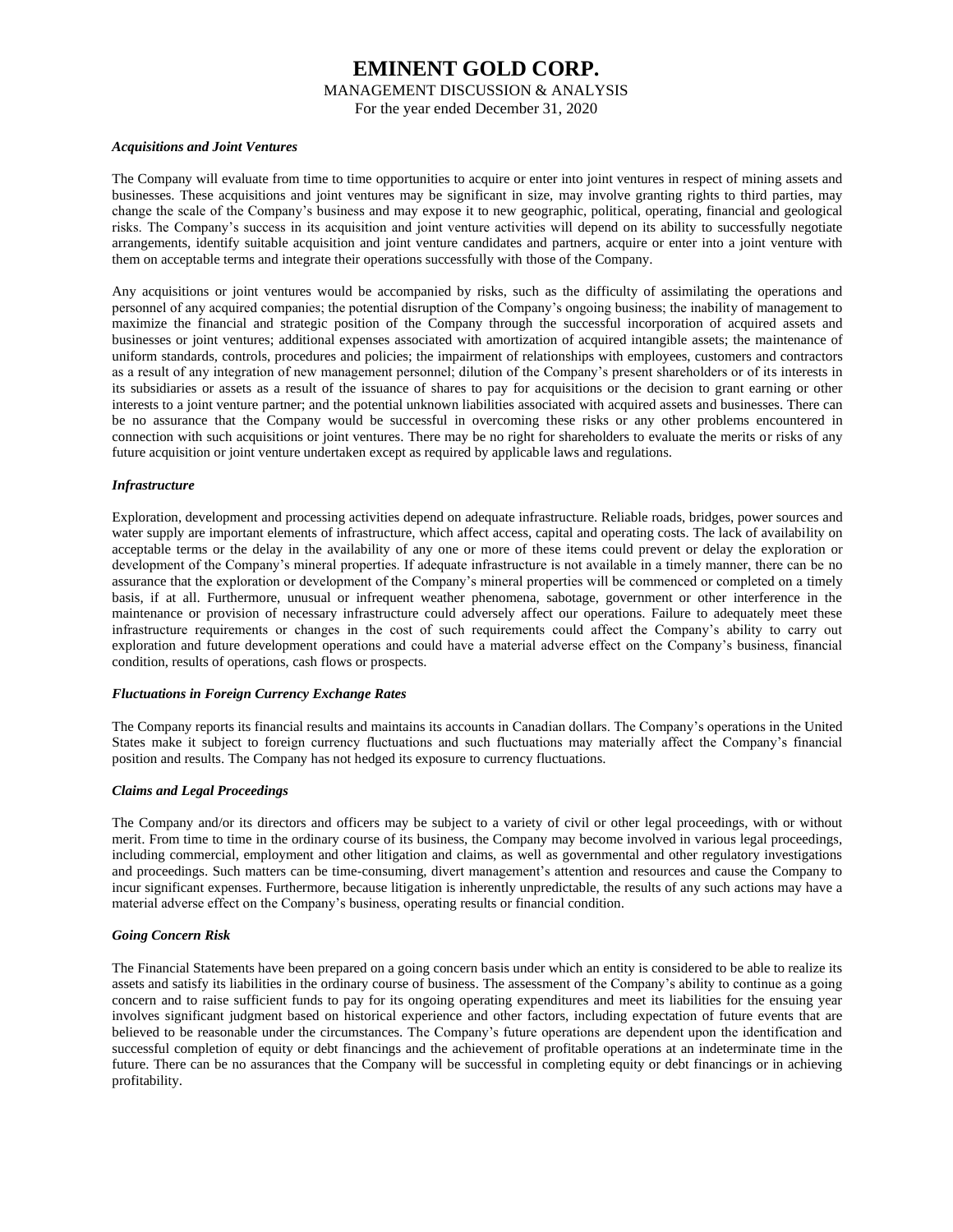***Acquisitions and Joint Ventures***

The Company will evaluate from time to time opportunities to acquire or enter into joint ventures in respect of mining assets and businesses. These acquisitions and joint ventures may be significant in size, may involve granting rights to third parties, may change the scale of the Company's business and may expose it to new geographic, political, operating, financial and geological risks. The Company's success in its acquisition and joint venture activities will depend on its ability to successfully negotiate arrangements, identify suitable acquisition and joint venture candidates and partners, acquire or enter into a joint venture with them on acceptable terms and integrate their operations successfully with those of the Company.

Any acquisitions or joint ventures would be accompanied by risks, such as the difficulty of assimilating the operations and personnel of any acquired companies; the potential disruption of the Company's ongoing business; the inability of management to maximize the financial and strategic position of the Company through the successful incorporation of acquired assets and businesses or joint ventures; additional expenses associated with amortization of acquired intangible assets; the maintenance of uniform standards, controls, procedures and policies; the impairment of relationships with employees, customers and contractors as a result of any integration of new management personnel; dilution of the Company's present shareholders or of its interests in its subsidiaries or assets as a result of the issuance of shares to pay for acquisitions or the decision to grant earning or other interests to a joint venture partner; and the potential unknown liabilities associated with acquired assets and businesses. There can be no assurance that the Company would be successful in overcoming these risks or any other problems encountered in connection with such acquisitions or joint ventures. There may be no right for shareholders to evaluate the merits or risks of any future acquisition or joint venture undertaken except as required by applicable laws and regulations.

***Infrastructure***

Exploration, development and processing activities depend on adequate infrastructure. Reliable roads, bridges, power sources and water supply are important elements of infrastructure, which affect access, capital and operating costs. The lack of availability on acceptable terms or the delay in the availability of any one or more of these items could prevent or delay the exploration or development of the Company's mineral properties. If adequate infrastructure is not available in a timely manner, there can be no assurance that the exploration or development of the Company's mineral properties will be commenced or completed on a timely basis, if at all. Furthermore, unusual or infrequent weather phenomena, sabotage, government or other interference in the maintenance or provision of necessary infrastructure could adversely affect our operations. Failure to adequately meet these infrastructure requirements or changes in the cost of such requirements could affect the Company's ability to carry out exploration and future development operations and could have a material adverse effect on the Company's business, financial condition, results of operations, cash flows or prospects.

***Fluctuations in Foreign Currency Exchange Rates***

The Company reports its financial results and maintains its accounts in Canadian dollars. The Company's operations in the United States make it subject to foreign currency fluctuations and such fluctuations may materially affect the Company's financial position and results. The Company has not hedged its exposure to currency fluctuations.

***Claims and Legal Proceedings***

The Company and/or its directors and officers may be subject to a variety of civil or other legal proceedings, with or without merit. From time to time in the ordinary course of its business, the Company may become involved in various legal proceedings, including commercial, employment and other litigation and claims, as well as governmental and other regulatory investigations and proceedings. Such matters can be time-consuming, divert management's attention and resources and cause the Company to incur significant expenses. Furthermore, because litigation is inherently unpredictable, the results of any such actions may have a material adverse effect on the Company's business, operating results or financial condition.

***Going Concern Risk***

The Financial Statements have been prepared on a going concern basis under which an entity is considered to be able to realize its assets and satisfy its liabilities in the ordinary course of business. The assessment of the Company's ability to continue as a going concern and to raise sufficient funds to pay for its ongoing operating expenditures and meet its liabilities for the ensuing year involves significant judgment based on historical experience and other factors, including expectation of future events that are believed to be reasonable under the circumstances. The Company's future operations are dependent upon the identification and successful completion of equity or debt financings and the achievement of profitable operations at an indeterminate time in the future. There can be no assurances that the Company will be successful in completing equity or debt financings or in achieving profitability.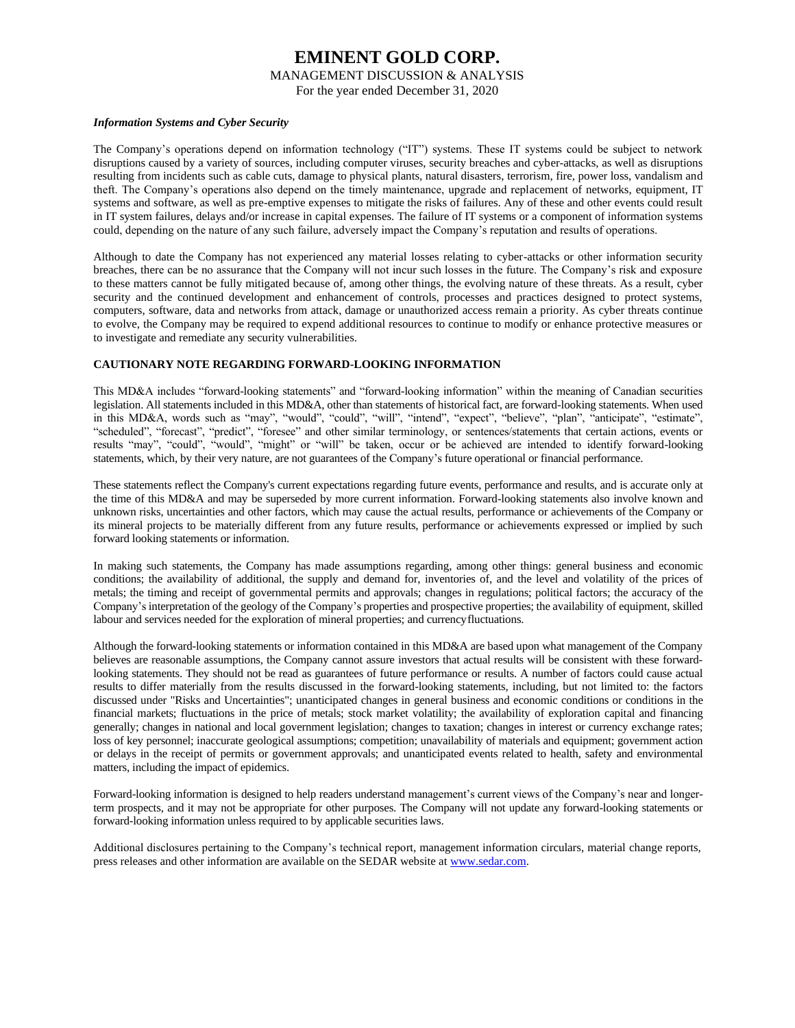### *Information Systems and Cyber Security*

The Company's operations depend on information technology ("IT") systems. These IT systems could be subject to network disruptions caused by a variety of sources, including computer viruses, security breaches and cyber-attacks, as well as disruptions resulting from incidents such as cable cuts, damage to physical plants, natural disasters, terrorism, fire, power loss, vandalism and theft. The Company's operations also depend on the timely maintenance, upgrade and replacement of networks, equipment, IT systems and software, as well as pre-emptive expenses to mitigate the risks of failures. Any of these and other events could result in IT system failures, delays and/or increase in capital expenses. The failure of IT systems or a component of information systems could, depending on the nature of any such failure, adversely impact the Company's reputation and results of operations.

Although to date the Company has not experienced any material losses relating to cyber-attacks or other information security breaches, there can be no assurance that the Company will not incur such losses in the future. The Company's risk and exposure to these matters cannot be fully mitigated because of, among other things, the evolving nature of these threats. As a result, cyber security and the continued development and enhancement of controls, processes and practices designed to protect systems, computers, software, data and networks from attack, damage or unauthorized access remain a priority. As cyber threats continue to evolve, the Company may be required to expend additional resources to continue to modify or enhance protective measures or to investigate and remediate any security vulnerabilities.

## CAUTIONARY NOTE REGARDING FORWARD-LOOKING INFORMATION

This MD&A includes "forward-looking statements" and "forward-looking information" within the meaning of Canadian securities legislation. All statements included in this MD&A, other than statements of historical fact, are forward-looking statements. When used in this MD&A, words such as "may", "would", "could", "will", "intend", "expect", "believe", "plan", "anticipate", "estimate", "scheduled", "forecast", "predict", "foresee" and other similar terminology, or sentences/statements that certain actions, events or results "may", "could", "would", "might" or "will" be taken, occur or be achieved are intended to identify forward-looking statements, which, by their very nature, are not guarantees of the Company's future operational or financial performance.

These statements reflect the Company's current expectations regarding future events, performance and results, and is accurate only at the time of this MD&A and may be superseded by more current information. Forward-looking statements also involve known and unknown risks, uncertainties and other factors, which may cause the actual results, performance or achievements of the Company or its mineral projects to be materially different from any future results, performance or achievements expressed or implied by such forward looking statements or information.

In making such statements, the Company has made assumptions regarding, among other things: general business and economic conditions; the availability of additional, the supply and demand for, inventories of, and the level and volatility of the prices of metals; the timing and receipt of governmental permits and approvals; changes in regulations; political factors; the accuracy of the Company's interpretation of the geology of the Company's properties and prospective properties; the availability of equipment, skilled labour and services needed for the exploration of mineral properties; and currency fluctuations.

Although the forward-looking statements or information contained in this MD&A are based upon what management of the Company believes are reasonable assumptions, the Company cannot assure investors that actual results will be consistent with these forward-looking statements. They should not be read as guarantees of future performance or results. A number of factors could cause actual results to differ materially from the results discussed in the forward-looking statements, including, but not limited to: the factors discussed under "Risks and Uncertainties"; unanticipated changes in general business and economic conditions or conditions in the financial markets; fluctuations in the price of metals; stock market volatility; the availability of exploration capital and financing generally; changes in national and local government legislation; changes to taxation; changes in interest or currency exchange rates; loss of key personnel; inaccurate geological assumptions; competition; unavailability of materials and equipment; government action or delays in the receipt of permits or government approvals; and unanticipated events related to health, safety and environmental matters, including the impact of epidemics.

Forward-looking information is designed to help readers understand management's current views of the Company's near and longer-term prospects, and it may not be appropriate for other purposes. The Company will not update any forward-looking statements or forward-looking information unless required to by applicable securities laws.

Additional disclosures pertaining to the Company's technical report, management information circulars, material change reports, press releases and other information are available on the SEDAR website at www.sedar.com.